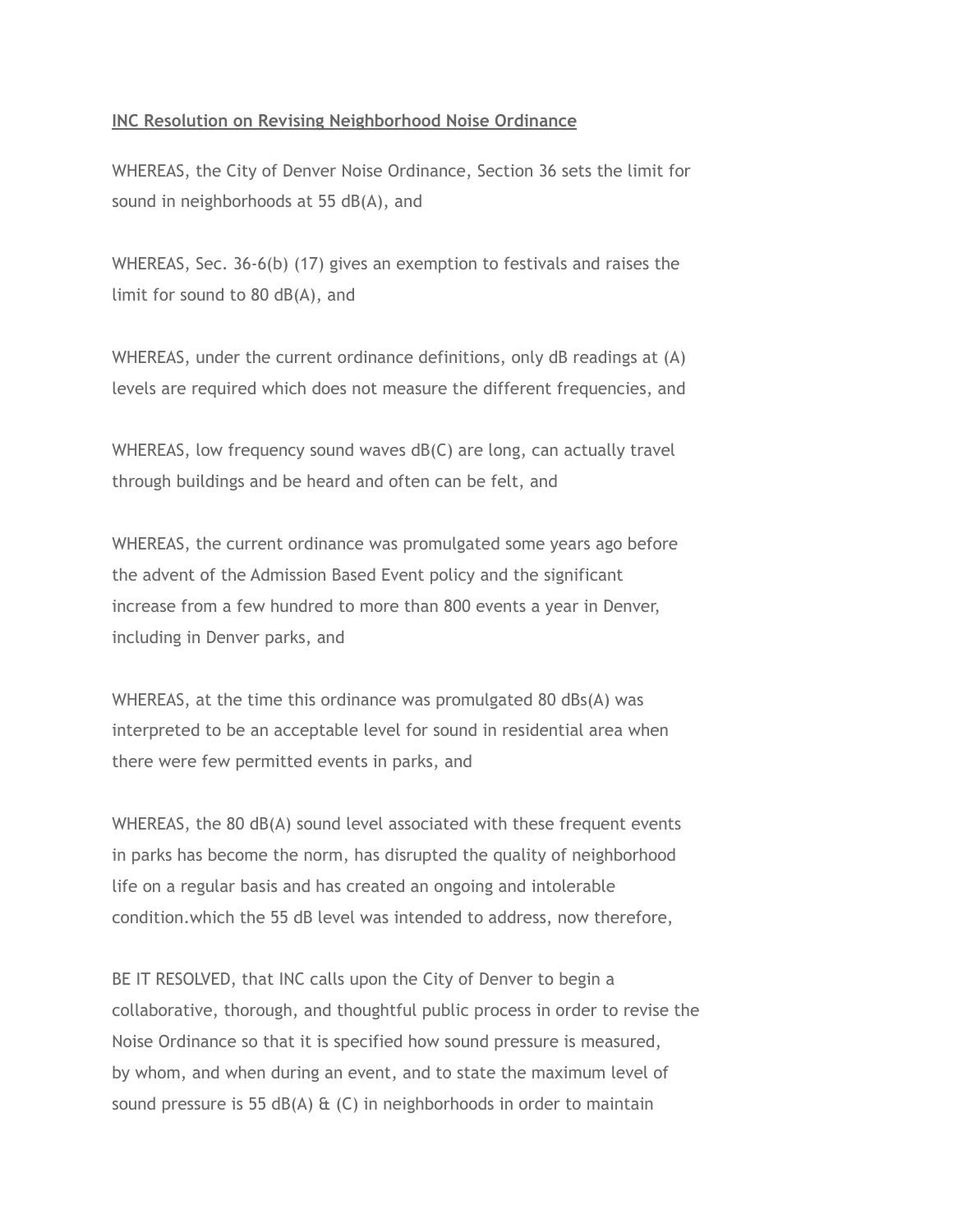**INC Resolution on Revising Neighborhood Noise Ordinance**

WHEREAS, the City of Denver Noise Ordinance, Section 36 sets the limit for sound in neighborhoods at 55 dB(A), and

WHEREAS, Sec. 36-6(b) (17) gives an exemption to festivals and raises the limit for sound to 80 dB(A), and

WHEREAS, under the current ordinance definitions, only dB readings at (A) levels are required which does not measure the different frequencies, and

WHEREAS, low frequency sound waves dB(C) are long, can actually travel through buildings and be heard and often can be felt, and

WHEREAS, the current ordinance was promulgated some years ago before the advent of the Admission Based Event policy and the significant increase from a few hundred to more than 800 events a year in Denver, including in Denver parks, and

WHEREAS, at the time this ordinance was promulgated 80 dBs(A) was interpreted to be an acceptable level for sound in residential area when there were few permitted events in parks, and

WHEREAS, the 80 dB(A) sound level associated with these frequent events in parks has become the norm, has disrupted the quality of neighborhood life on a regular basis and has created an ongoing and intolerable condition.which the 55 dB level was intended to address, now therefore,

BE IT RESOLVED, that INC calls upon the City of Denver to begin a collaborative, thorough, and thoughtful public process in order to revise the Noise Ordinance so that it is specified how sound pressure is measured, by whom, and when during an event, and to state the maximum level of sound pressure is 55 dB(A) & (C) in neighborhoods in order to maintain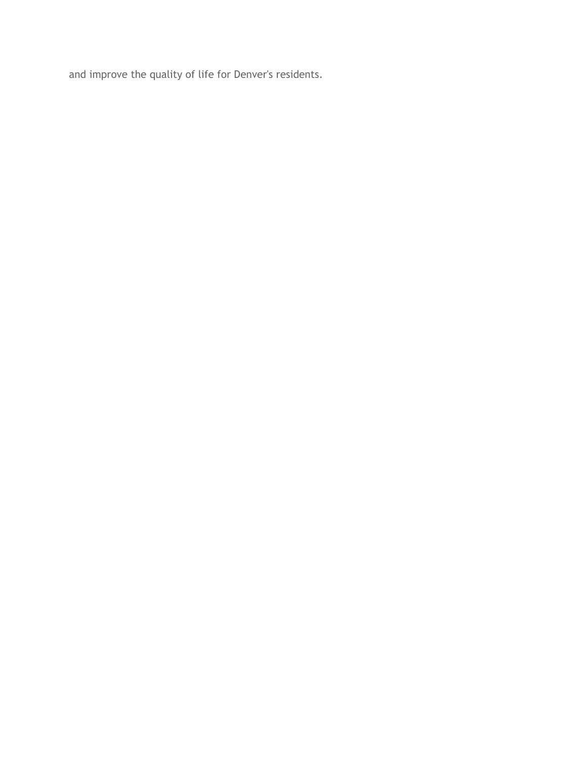and improve the quality of life for Denver's residents.